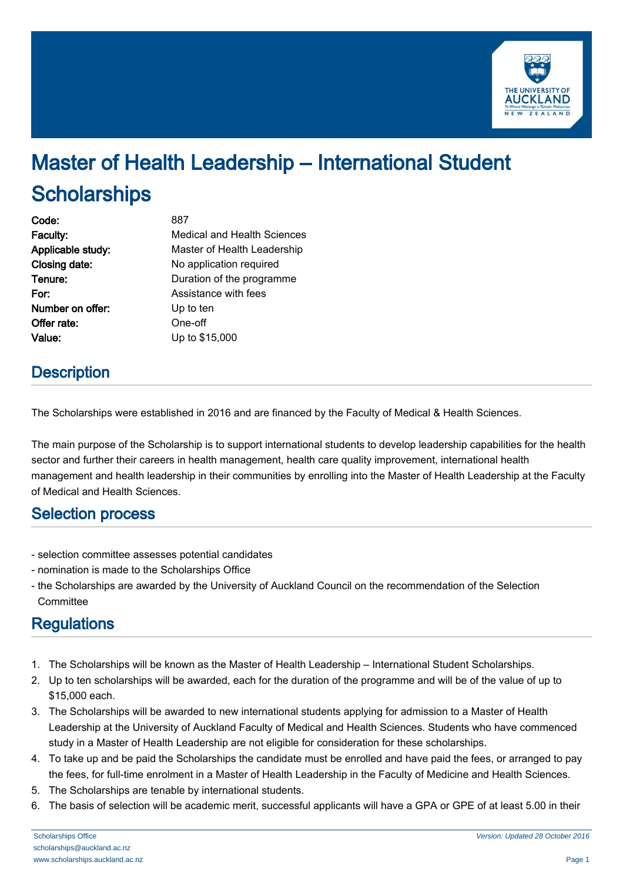# Master of Health Leadership – International Student Scholarships

**Code:** 887
**Faculty:** Medical and Health Sciences
**Applicable study:** Master of Health Leadership
**Closing date:** No application required
**Tenure:** Duration of the programme
**For:** Assistance with fees
**Number on offer:** Up to ten
**Offer rate:** One-off
**Value:** Up to $15,000

## Description

The Scholarships were established in 2016 and are financed by the Faculty of Medical & Health Sciences.

The main purpose of the Scholarship is to support international students to develop leadership capabilities for the health sector and further their careers in health management, health care quality improvement, international health management and health leadership in their communities by enrolling into the Master of Health Leadership at the Faculty of Medical and Health Sciences.

## Selection process

- selection committee assesses potential candidates
- nomination is made to the Scholarships Office
- the Scholarships are awarded by the University of Auckland Council on the recommendation of the Selection Committee

## Regulations

1. The Scholarships will be known as the Master of Health Leadership – International Student Scholarships.
2. Up to ten scholarships will be awarded, each for the duration of the programme and will be of the value of up to $15,000 each.
3. The Scholarships will be awarded to new international students applying for admission to a Master of Health Leadership at the University of Auckland Faculty of Medical and Health Sciences. Students who have commenced study in a Master of Health Leadership are not eligible for consideration for these scholarships.
4. To take up and be paid the Scholarships the candidate must be enrolled and have paid the fees, or arranged to pay the fees, for full-time enrolment in a Master of Health Leadership in the Faculty of Medicine and Health Sciences.
5. The Scholarships are tenable by international students.
6. The basis of selection will be academic merit, successful applicants will have a GPA or GPE of at least 5.00 in their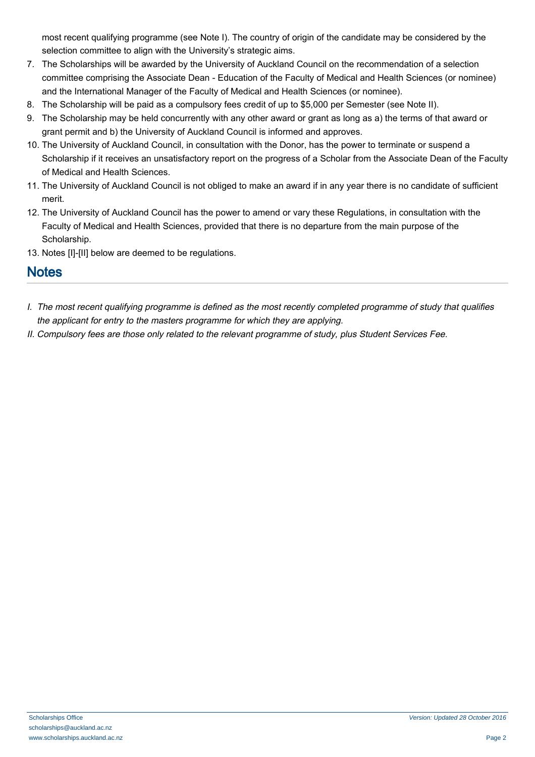most recent qualifying programme (see Note I). The country of origin of the candidate may be considered by the selection committee to align with the University's strategic aims.

7. The Scholarships will be awarded by the University of Auckland Council on the recommendation of a selection committee comprising the Associate Dean - Education of the Faculty of Medical and Health Sciences (or nominee) and the International Manager of the Faculty of Medical and Health Sciences (or nominee).
8. The Scholarship will be paid as a compulsory fees credit of up to $5,000 per Semester (see Note II).
9. The Scholarship may be held concurrently with any other award or grant as long as a) the terms of that award or grant permit and b) the University of Auckland Council is informed and approves.
10. The University of Auckland Council, in consultation with the Donor, has the power to terminate or suspend a Scholarship if it receives an unsatisfactory report on the progress of a Scholar from the Associate Dean of the Faculty of Medical and Health Sciences.
11. The University of Auckland Council is not obliged to make an award if in any year there is no candidate of sufficient merit.
12. The University of Auckland Council has the power to amend or vary these Regulations, in consultation with the Faculty of Medical and Health Sciences, provided that there is no departure from the main purpose of the Scholarship.
13. Notes [I]-[II] below are deemed to be regulations.

## Notes

*I. The most recent qualifying programme is defined as the most recently completed programme of study that qualifies the applicant for entry to the masters programme for which they are applying.*

*II. Compulsory fees are those only related to the relevant programme of study, plus Student Services Fee.*

Scholarships Office
scholarships@auckland.ac.nz
www.scholarships.auckland.ac.nz

*Version: Updated 28 October 2016*